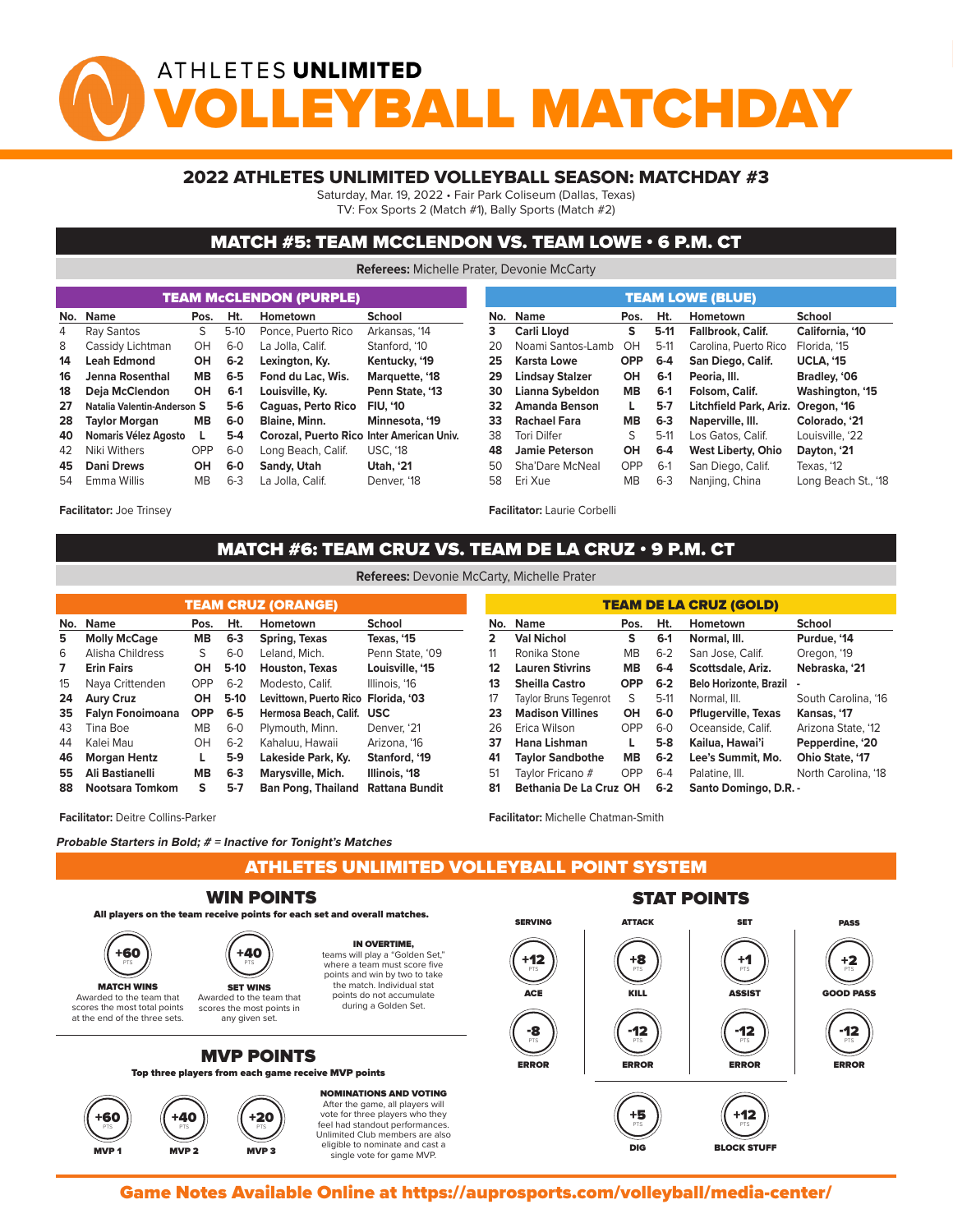# ATHLETES UNLIMITED VOLLEYBALL MATCHDAY

## 2022 ATHLETES UNLIMITED VOLLEYBALL SEASON: MATCHDAY #3

Saturday, Mar. 19, 2022 • Fair Park Coliseum (Dallas, Texas)
TV: Fox Sports 2 (Match #1), Bally Sports (Match #2)

## MATCH #5: TEAM MCCLENDON VS. TEAM LOWE • 6 P.M. CT

**Referees:** Michelle Prater, Devonie McCarty

### TEAM McCLENDON (PURPLE)

| No. | Name | Pos. | Ht. | Hometown | School |
|---|---|---|---|---|---|
| 4 | Ray Santos | S | 5-10 | Ponce, Puerto Rico | Arkansas, '14 |
| 8 | Cassidy Lichtman | OH | 6-0 | La Jolla, Calif. | Stanford, '10 |
| **14** | **Leah Edmond** | **OH** | **6-2** | **Lexington, Ky.** | **Kentucky, '19** |
| **16** | **Jenna Rosenthal** | **MB** | **6-5** | **Fond du Lac, Wis.** | **Marquette, '18** |
| **18** | **Deja McClendon** | **OH** | **6-1** | **Louisville, Ky.** | **Penn State, '13** |
| **27** | **Natalia Valentin-Anderson** | **S** | **5-6** | **Caguas, Perto Rico** | **FIU, '10** |
| **28** | **Taylor Morgan** | **MB** | **6-0** | **Blaine, Minn.** | **Minnesota, '19** |
| **40** | **Nomaris Vélez Agosto** | **L** | **5-4** | **Corozal, Puerto Rico** | **Inter American Univ.** |
| 42 | Niki Withers | OPP | 6-0 | Long Beach, Calif. | USC, '18 |
| **45** | **Dani Drews** | **OH** | **6-0** | **Sandy, Utah** | **Utah, '21** |
| 54 | Emma Willis | MB | 6-3 | La Jolla, Calif. | Denver, '18 |

**Facilitator:** Joe Trinsey

### TEAM LOWE (BLUE)

| No. | Name | Pos. | Ht. | Hometown | School |
|---|---|---|---|---|---|
| **3** | **Carli Lloyd** | **S** | **5-11** | **Fallbrook, Calif.** | **California, '10** |
| 20 | Noami Santos-Lamb | OH | 5-11 | Carolina, Puerto Rico | Florida, '15 |
| **25** | **Karsta Lowe** | **OPP** | **6-4** | **San Diego, Calif.** | **UCLA, '15** |
| **29** | **Lindsay Stalzer** | **OH** | **6-1** | **Peoria, Ill.** | **Bradley, '06** |
| **30** | **Lianna Sybeldon** | **MB** | **6-1** | **Folsom, Calif.** | **Washington, '15** |
| **32** | **Amanda Benson** | **L** | **5-7** | **Litchfield Park, Ariz.** | **Oregon, '16** |
| **33** | **Rachael Fara** | **MB** | **6-3** | **Naperville, Ill.** | **Colorado, '21** |
| 38 | Tori Dilfer | S | 5-11 | Los Gatos, Calif. | Louisville, '22 |
| **48** | **Jamie Peterson** | **OH** | **6-4** | **West Liberty, Ohio** | **Dayton, '21** |
| 50 | Sha'Dare McNeal | OPP | 6-1 | San Diego, Calif. | Texas, '12 |
| 58 | Eri Xue | MB | 6-3 | Nanjing, China | Long Beach St., '18 |

**Facilitator:** Laurie Corbelli

## MATCH #6: TEAM CRUZ VS. TEAM DE LA CRUZ • 9 P.M. CT

**Referees:** Devonie McCarty, Michelle Prater

### TEAM CRUZ (ORANGE)

| No. | Name | Pos. | Ht. | Hometown | School |
|---|---|---|---|---|---|
| **5** | **Molly McCage** | **MB** | **6-3** | **Spring, Texas** | **Texas, '15** |
| 6 | Alisha Childress | S | 6-0 | Leland, Mich. | Penn State, '09 |
| **7** | **Erin Fairs** | **OH** | **5-10** | **Houston, Texas** | **Louisville, '15** |
| 15 | Naya Crittenden | OPP | 6-2 | Modesto, Calif. | Illinois, '16 |
| **24** | **Aury Cruz** | **OH** | **5-10** | **Levittown, Puerto Rico** | **Florida, '03** |
| **35** | **Falyn Fonoimoana** | **OPP** | **6-5** | **Hermosa Beach, Calif.** | **USC** |
| 43 | Tina Boe | MB | 6-0 | Plymouth, Minn. | Denver, '21 |
| 44 | Kalei Mau | OH | 6-2 | Kahaluu, Hawaii | Arizona, '16 |
| **46** | **Morgan Hentz** | **L** | **5-9** | **Lakeside Park, Ky.** | **Stanford, '19** |
| **55** | **Ali Bastianelli** | **MB** | **6-3** | **Marysville, Mich.** | **Illinois, '18** |
| **88** | **Nootsara Tomkom** | **S** | **5-7** | **Ban Pong, Thailand** | **Rattana Bundit** |

**Facilitator:** Deitre Collins-Parker

### TEAM DE LA CRUZ (GOLD)

| No. | Name | Pos. | Ht. | Hometown | School |
|---|---|---|---|---|---|
| **2** | **Val Nichol** | **S** | **6-1** | **Normal, Ill.** | **Purdue, '14** |
| 11 | Ronika Stone | MB | 6-2 | San Jose, Calif. | Oregon, '19 |
| **12** | **Lauren Stivrins** | **MB** | **6-4** | **Scottsdale, Ariz.** | **Nebraska, '21** |
| **13** | **Sheilla Castro** | **OPP** | **6-2** | **Belo Horizonte, Brazil** | **-** |
| 17 | Taylor Bruns Tegenrot | S | 5-11 | Normal, Ill. | South Carolina, '16 |
| **23** | **Madison Villines** | **OH** | **6-0** | **Pflugerville, Texas** | **Kansas, '17** |
| 26 | Erica Wilson | OPP | 6-0 | Oceanside, Calif. | Arizona State, '12 |
| **37** | **Hana Lishman** | **L** | **5-8** | **Kailua, Hawai'i** | **Pepperdine, '20** |
| **41** | **Taylor Sandbothe** | **MB** | **6-2** | **Lee's Summit, Mo.** | **Ohio State, '17** |
| 51 | Taylor Fricano # | OPP | 6-4 | Palatine, Ill. | North Carolina, '18 |
| **81** | **Bethania De La Cruz** | **OH** | **6-2** | **Santo Domingo, D.R.** | **-** |

**Facilitator:** Michelle Chatman-Smith

***Probable Starters in Bold; # = Inactive for Tonight's Matches***

## ATHLETES UNLIMITED VOLLEYBALL POINT SYSTEM

### WIN POINTS

**All players on the team receive points for each set and overall matches.**

- **+60 PTS — MATCH WINS:** Awarded to the team that scores the most total points at the end of the three sets.
- **+40 PTS — SET WINS:** Awarded to the team that scores the most points in any given set.

**IN OVERTIME,** teams will play a "Golden Set," where a team must score five points and win by two to take the match. Individual stat points do not accumulate during a Golden Set.

### MVP POINTS

**Top three players from each game receive MVP points**

- **+60 PTS — MVP 1**
- **+40 PTS — MVP 2**
- **+20 PTS — MVP 3**

**NOMINATIONS AND VOTING**
After the game, all players will vote for three players who they feel had standout performances. Unlimited Club members are also eligible to nominate and cast a single vote for game MVP.

### STAT POINTS

| SERVING | ATTACK | SET | PASS |
|---|---|---|---|
| +12 PTS ACE | +8 PTS KILL | +1 PTS ASSIST | +2 PTS GOOD PASS |
| -8 PTS ERROR | -12 PTS ERROR | -12 PTS ERROR | -12 PTS ERROR |
| | +5 PTS DIG | +12 PTS BLOCK STUFF | |

**Game Notes Available Online at https://auprosports.com/volleyball/media-center/**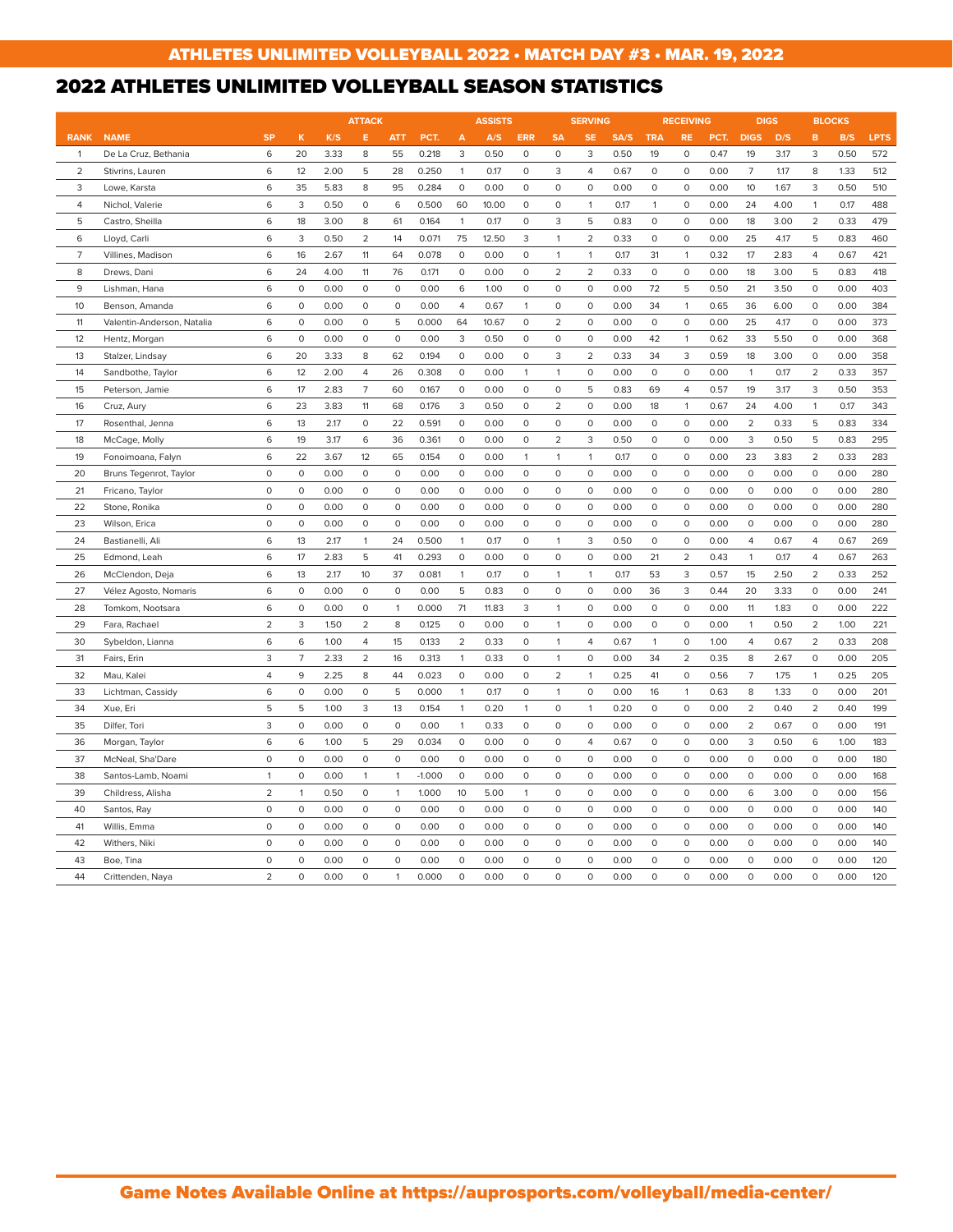## 2022 ATHLETES UNLIMITED VOLLEYBALL SEASON STATISTICS

| | | | ATTACK | | | | | ASSISTS | | | SERVING | | | RECEIVING | | | DIGS | | BLOCKS | | |
|---|---|---|---|---|---|---|---|---|---|---|---|---|---|---|---|---|---|---|---|---|---|
| RANK | NAME | SP | K | K/S | E | ATT | PCT. | A | A/S | ERR | SA | SE | SA/S | TRA | RE | PCT. | DIGS | D/S | B | B/S | LPTS |
| 1 | De La Cruz, Bethania | 6 | 20 | 3.33 | 8 | 55 | 0.218 | 3 | 0.50 | 0 | 0 | 3 | 0.50 | 19 | 0 | 0.47 | 19 | 3.17 | 3 | 0.50 | 572 |
| 2 | Stivrins, Lauren | 6 | 12 | 2.00 | 5 | 28 | 0.250 | 1 | 0.17 | 0 | 3 | 4 | 0.67 | 0 | 0 | 0.00 | 7 | 1.17 | 8 | 1.33 | 512 |
| 3 | Lowe, Karsta | 6 | 35 | 5.83 | 8 | 95 | 0.284 | 0 | 0.00 | 0 | 0 | 0 | 0.00 | 0 | 0 | 0.00 | 10 | 1.67 | 3 | 0.50 | 510 |
| 4 | Nichol, Valerie | 6 | 3 | 0.50 | 0 | 6 | 0.500 | 60 | 10.00 | 0 | 0 | 1 | 0.17 | 1 | 0 | 0.00 | 24 | 4.00 | 1 | 0.17 | 488 |
| 5 | Castro, Sheilla | 6 | 18 | 3.00 | 8 | 61 | 0.164 | 1 | 0.17 | 0 | 3 | 5 | 0.83 | 0 | 0 | 0.00 | 18 | 3.00 | 2 | 0.33 | 479 |
| 6 | Lloyd, Carli | 6 | 3 | 0.50 | 2 | 14 | 0.071 | 75 | 12.50 | 3 | 1 | 2 | 0.33 | 0 | 0 | 0.00 | 25 | 4.17 | 5 | 0.83 | 460 |
| 7 | Villines, Madison | 6 | 16 | 2.67 | 11 | 64 | 0.078 | 0 | 0.00 | 0 | 1 | 1 | 0.17 | 31 | 1 | 0.32 | 17 | 2.83 | 4 | 0.67 | 421 |
| 8 | Drews, Dani | 6 | 24 | 4.00 | 11 | 76 | 0.171 | 0 | 0.00 | 0 | 2 | 2 | 0.33 | 0 | 0 | 0.00 | 18 | 3.00 | 5 | 0.83 | 418 |
| 9 | Lishman, Hana | 6 | 0 | 0.00 | 0 | 0 | 0.00 | 6 | 1.00 | 0 | 0 | 0 | 0.00 | 72 | 5 | 0.50 | 21 | 3.50 | 0 | 0.00 | 403 |
| 10 | Benson, Amanda | 6 | 0 | 0.00 | 0 | 0 | 0.00 | 4 | 0.67 | 1 | 0 | 0 | 0.00 | 34 | 1 | 0.65 | 36 | 6.00 | 0 | 0.00 | 384 |
| 11 | Valentin-Anderson, Natalia | 6 | 0 | 0.00 | 0 | 5 | 0.000 | 64 | 10.67 | 0 | 2 | 0 | 0.00 | 0 | 0 | 0.00 | 25 | 4.17 | 0 | 0.00 | 373 |
| 12 | Hentz, Morgan | 6 | 0 | 0.00 | 0 | 0 | 0.00 | 3 | 0.50 | 0 | 0 | 0 | 0.00 | 42 | 1 | 0.62 | 33 | 5.50 | 0 | 0.00 | 368 |
| 13 | Stalzer, Lindsay | 6 | 20 | 3.33 | 8 | 62 | 0.194 | 0 | 0.00 | 0 | 3 | 2 | 0.33 | 34 | 3 | 0.59 | 18 | 3.00 | 0 | 0.00 | 358 |
| 14 | Sandbothe, Taylor | 6 | 12 | 2.00 | 4 | 26 | 0.308 | 0 | 0.00 | 1 | 1 | 0 | 0.00 | 0 | 0 | 0.00 | 1 | 0.17 | 2 | 0.33 | 357 |
| 15 | Peterson, Jamie | 6 | 17 | 2.83 | 7 | 60 | 0.167 | 0 | 0.00 | 0 | 0 | 5 | 0.83 | 69 | 4 | 0.57 | 19 | 3.17 | 3 | 0.50 | 353 |
| 16 | Cruz, Aury | 6 | 23 | 3.83 | 11 | 68 | 0.176 | 3 | 0.50 | 0 | 2 | 0 | 0.00 | 18 | 1 | 0.67 | 24 | 4.00 | 1 | 0.17 | 343 |
| 17 | Rosenthal, Jenna | 6 | 13 | 2.17 | 0 | 22 | 0.591 | 0 | 0.00 | 0 | 0 | 0 | 0.00 | 0 | 0 | 0.00 | 2 | 0.33 | 5 | 0.83 | 334 |
| 18 | McCage, Molly | 6 | 19 | 3.17 | 6 | 36 | 0.361 | 0 | 0.00 | 0 | 2 | 3 | 0.50 | 0 | 0 | 0.00 | 3 | 0.50 | 5 | 0.83 | 295 |
| 19 | Fonoimoana, Falyn | 6 | 22 | 3.67 | 12 | 65 | 0.154 | 0 | 0.00 | 1 | 1 | 1 | 0.17 | 0 | 0 | 0.00 | 23 | 3.83 | 2 | 0.33 | 283 |
| 20 | Bruns Tegenrot, Taylor | 0 | 0 | 0.00 | 0 | 0 | 0.00 | 0 | 0.00 | 0 | 0 | 0 | 0.00 | 0 | 0 | 0.00 | 0 | 0.00 | 0 | 0.00 | 280 |
| 21 | Fricano, Taylor | 0 | 0 | 0.00 | 0 | 0 | 0.00 | 0 | 0.00 | 0 | 0 | 0 | 0.00 | 0 | 0 | 0.00 | 0 | 0.00 | 0 | 0.00 | 280 |
| 22 | Stone, Ronika | 0 | 0 | 0.00 | 0 | 0 | 0.00 | 0 | 0.00 | 0 | 0 | 0 | 0.00 | 0 | 0 | 0.00 | 0 | 0.00 | 0 | 0.00 | 280 |
| 23 | Wilson, Erica | 0 | 0 | 0.00 | 0 | 0 | 0.00 | 0 | 0.00 | 0 | 0 | 0 | 0.00 | 0 | 0 | 0.00 | 0 | 0.00 | 0 | 0.00 | 280 |
| 24 | Bastianelli, Ali | 6 | 13 | 2.17 | 1 | 24 | 0.500 | 1 | 0.17 | 0 | 1 | 3 | 0.50 | 0 | 0 | 0.00 | 4 | 0.67 | 4 | 0.67 | 269 |
| 25 | Edmond, Leah | 6 | 17 | 2.83 | 5 | 41 | 0.293 | 0 | 0.00 | 0 | 0 | 0 | 0.00 | 21 | 2 | 0.43 | 1 | 0.17 | 4 | 0.67 | 263 |
| 26 | McClendon, Deja | 6 | 13 | 2.17 | 10 | 37 | 0.081 | 1 | 0.17 | 0 | 1 | 1 | 0.17 | 53 | 3 | 0.57 | 15 | 2.50 | 2 | 0.33 | 252 |
| 27 | Vélez Agosto, Nomaris | 6 | 0 | 0.00 | 0 | 0 | 0.00 | 5 | 0.83 | 0 | 0 | 0 | 0.00 | 36 | 3 | 0.44 | 20 | 3.33 | 0 | 0.00 | 241 |
| 28 | Tomkom, Nootsara | 6 | 0 | 0.00 | 0 | 1 | 0.000 | 71 | 11.83 | 3 | 1 | 0 | 0.00 | 0 | 0 | 0.00 | 11 | 1.83 | 0 | 0.00 | 222 |
| 29 | Fara, Rachael | 2 | 3 | 1.50 | 2 | 8 | 0.125 | 0 | 0.00 | 0 | 1 | 0 | 0.00 | 0 | 0 | 0.00 | 1 | 0.50 | 2 | 1.00 | 221 |
| 30 | Sybeldon, Lianna | 6 | 6 | 1.00 | 4 | 15 | 0.133 | 2 | 0.33 | 0 | 1 | 4 | 0.67 | 1 | 0 | 1.00 | 4 | 0.67 | 2 | 0.33 | 208 |
| 31 | Fairs, Erin | 3 | 7 | 2.33 | 2 | 16 | 0.313 | 1 | 0.33 | 0 | 1 | 0 | 0.00 | 34 | 2 | 0.35 | 8 | 2.67 | 0 | 0.00 | 205 |
| 32 | Mau, Kalei | 4 | 9 | 2.25 | 8 | 44 | 0.023 | 0 | 0.00 | 0 | 2 | 1 | 0.25 | 41 | 0 | 0.56 | 7 | 1.75 | 1 | 0.25 | 205 |
| 33 | Lichtman, Cassidy | 6 | 0 | 0.00 | 0 | 5 | 0.000 | 1 | 0.17 | 0 | 1 | 0 | 0.00 | 16 | 1 | 0.63 | 8 | 1.33 | 0 | 0.00 | 201 |
| 34 | Xue, Eri | 5 | 5 | 1.00 | 3 | 13 | 0.154 | 1 | 0.20 | 1 | 0 | 1 | 0.20 | 0 | 0 | 0.00 | 2 | 0.40 | 2 | 0.40 | 199 |
| 35 | Dilfer, Tori | 3 | 0 | 0.00 | 0 | 0 | 0.00 | 1 | 0.33 | 0 | 0 | 0 | 0.00 | 0 | 0 | 0.00 | 2 | 0.67 | 0 | 0.00 | 191 |
| 36 | Morgan, Taylor | 6 | 6 | 1.00 | 5 | 29 | 0.034 | 0 | 0.00 | 0 | 0 | 4 | 0.67 | 0 | 0 | 0.00 | 3 | 0.50 | 6 | 1.00 | 183 |
| 37 | McNeal, Sha'Dare | 0 | 0 | 0.00 | 0 | 0 | 0.00 | 0 | 0.00 | 0 | 0 | 0 | 0.00 | 0 | 0 | 0.00 | 0 | 0.00 | 0 | 0.00 | 180 |
| 38 | Santos-Lamb, Noami | 1 | 0 | 0.00 | 1 | 1 | -1.000 | 0 | 0.00 | 0 | 0 | 0 | 0.00 | 0 | 0 | 0.00 | 0 | 0.00 | 0 | 0.00 | 168 |
| 39 | Childress, Alisha | 2 | 1 | 0.50 | 0 | 1 | 1.000 | 10 | 5.00 | 1 | 0 | 0 | 0.00 | 0 | 0 | 0.00 | 6 | 3.00 | 0 | 0.00 | 156 |
| 40 | Santos, Ray | 0 | 0 | 0.00 | 0 | 0 | 0.00 | 0 | 0.00 | 0 | 0 | 0 | 0.00 | 0 | 0 | 0.00 | 0 | 0.00 | 0 | 0.00 | 140 |
| 41 | Willis, Emma | 0 | 0 | 0.00 | 0 | 0 | 0.00 | 0 | 0.00 | 0 | 0 | 0 | 0.00 | 0 | 0 | 0.00 | 0 | 0.00 | 0 | 0.00 | 140 |
| 42 | Withers, Niki | 0 | 0 | 0.00 | 0 | 0 | 0.00 | 0 | 0.00 | 0 | 0 | 0 | 0.00 | 0 | 0 | 0.00 | 0 | 0.00 | 0 | 0.00 | 140 |
| 43 | Boe, Tina | 0 | 0 | 0.00 | 0 | 0 | 0.00 | 0 | 0.00 | 0 | 0 | 0 | 0.00 | 0 | 0 | 0.00 | 0 | 0.00 | 0 | 0.00 | 120 |
| 44 | Crittenden, Naya | 2 | 0 | 0.00 | 0 | 1 | 0.000 | 0 | 0.00 | 0 | 0 | 0 | 0.00 | 0 | 0 | 0.00 | 0 | 0.00 | 0 | 0.00 | 120 |